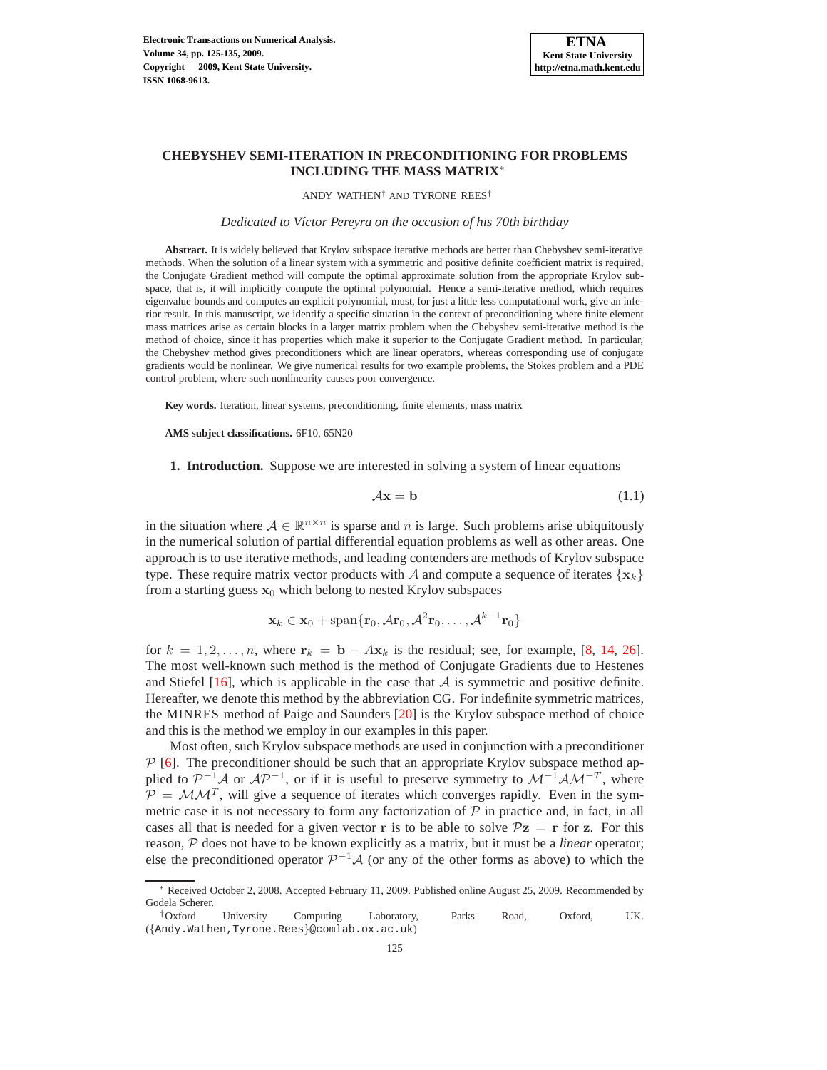# CHEBYSHEV SEMI-ITERATION IN PRECONDITIONING FOR PROBLEMS INCLUDING THE MASS MATRIX*

ANDY WATHEN† AND TYRONE REES†

*Dedicated to Víctor Pereyra on the occasion of his 70th birthday*

**Abstract.** It is widely believed that Krylov subspace iterative methods are better than Chebyshev semi-iterative methods. When the solution of a linear system with a symmetric and positive definite coefficient matrix is required, the Conjugate Gradient method will compute the optimal approximate solution from the appropriate Krylov subspace, that is, it will implicitly compute the optimal polynomial. Hence a semi-iterative method, which requires eigenvalue bounds and computes an explicit polynomial, must, for just a little less computational work, give an inferior result. In this manuscript, we identify a specific situation in the context of preconditioning where finite element mass matrices arise as certain blocks in a larger matrix problem when the Chebyshev semi-iterative method is the method of choice, since it has properties which make it superior to the Conjugate Gradient method. In particular, the Chebyshev method gives preconditioners which are linear operators, whereas corresponding use of conjugate gradients would be nonlinear. We give numerical results for two example problems, the Stokes problem and a PDE control problem, where such nonlinearity causes poor convergence.

**Key words.** Iteration, linear systems, preconditioning, finite elements, mass matrix

**AMS subject classifications.** 6F10, 65N20

**1. Introduction.** Suppose we are interested in solving a system of linear equations

$$\mathcal{A}\mathbf{x} = \mathbf{b} \tag{1.1}$$

in the situation where $\mathcal{A} \in \mathbb{R}^{n \times n}$ is sparse and $n$ is large. Such problems arise ubiquitously in the numerical solution of partial differential equation problems as well as other areas. One approach is to use iterative methods, and leading contenders are methods of Krylov subspace type. These require matrix vector products with $\mathcal{A}$ and compute a sequence of iterates $\{\mathbf{x}_k\}$ from a starting guess $\mathbf{x}_0$ which belong to nested Krylov subspaces

$$\mathbf{x}_k \in \mathbf{x}_0 + \text{span}\{\mathbf{r}_0, \mathcal{A}\mathbf{r}_0, \mathcal{A}^2\mathbf{r}_0, \ldots, \mathcal{A}^{k-1}\mathbf{r}_0\}$$

for $k = 1, 2, \ldots, n$, where $\mathbf{r}_k = \mathbf{b} - A\mathbf{x}_k$ is the residual; see, for example, [8, 14, 26]. The most well-known such method is the method of Conjugate Gradients due to Hestenes and Stiefel [16], which is applicable in the case that $\mathcal{A}$ is symmetric and positive definite. Hereafter, we denote this method by the abbreviation CG. For indefinite symmetric matrices, the MINRES method of Paige and Saunders [20] is the Krylov subspace method of choice and this is the method we employ in our examples in this paper.

Most often, such Krylov subspace methods are used in conjunction with a preconditioner $\mathcal{P}$ [6]. The preconditioner should be such that an appropriate Krylov subspace method applied to $\mathcal{P}^{-1}\mathcal{A}$ or $\mathcal{A}\mathcal{P}^{-1}$, or if it is useful to preserve symmetry to $\mathcal{M}^{-1}\mathcal{A}\mathcal{M}^{-T}$, where $\mathcal{P} = \mathcal{M}\mathcal{M}^T$, will give a sequence of iterates which converges rapidly. Even in the symmetric case it is not necessary to form any factorization of $\mathcal{P}$ in practice and, in fact, in all cases all that is needed for a given vector $\mathbf{r}$ is to be able to solve $\mathcal{P}\mathbf{z} = \mathbf{r}$ for $\mathbf{z}$. For this reason, $\mathcal{P}$ does not have to be known explicitly as a matrix, but it must be a *linear* operator; else the preconditioned operator $\mathcal{P}^{-1}\mathcal{A}$ (or any of the other forms as above) to which the

---

* Received October 2, 2008. Accepted February 11, 2009. Published online August 25, 2009. Recommended by Godela Scherer.

†Oxford University Computing Laboratory, Parks Road, Oxford, UK. ({Andy.Wathen,Tyrone.Rees}@comlab.ox.ac.uk)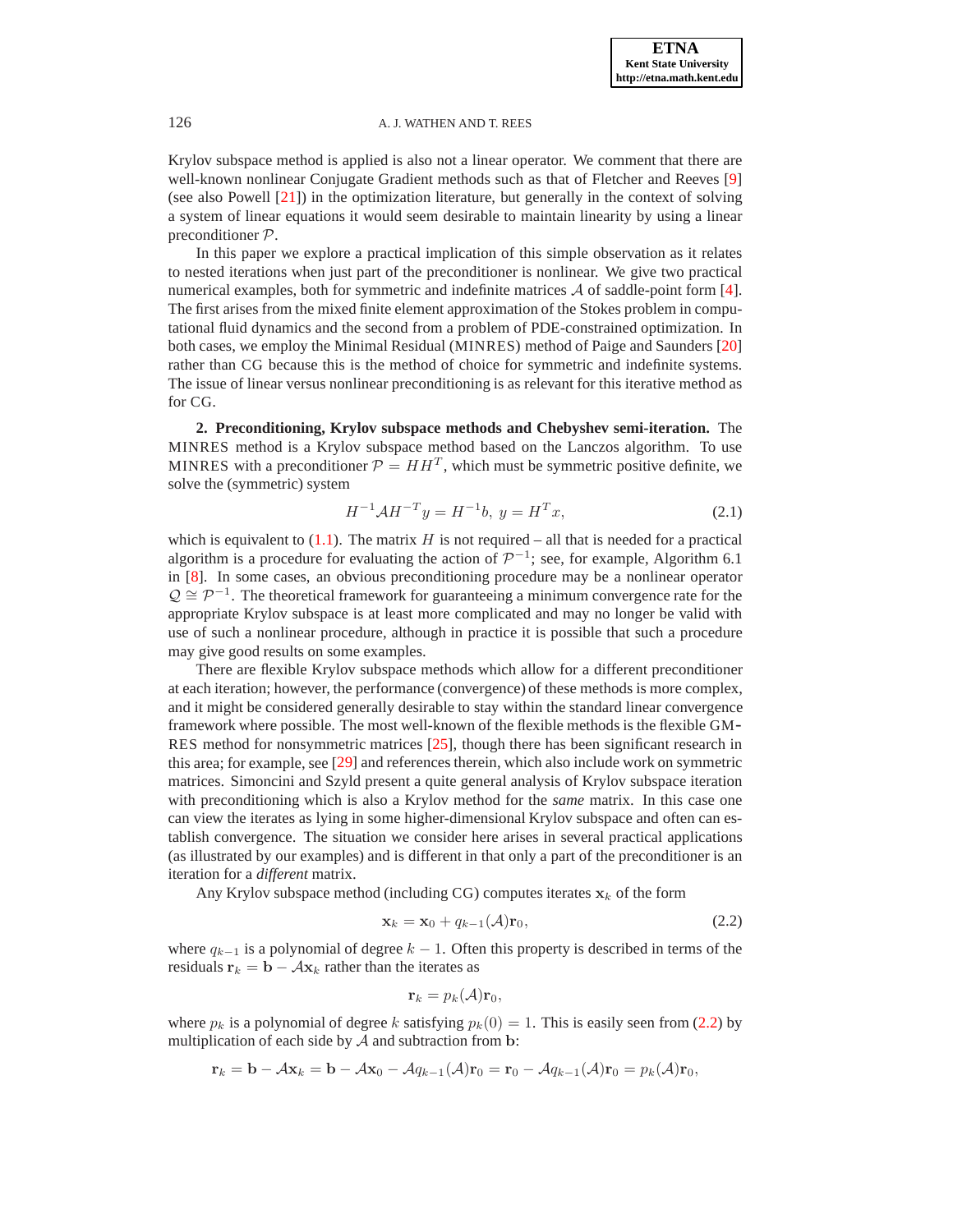Krylov subspace method is applied is also not a linear operator. We comment that there are well-known nonlinear Conjugate Gradient methods such as that of Fletcher and Reeves [9] (see also Powell [21]) in the optimization literature, but generally in the context of solving a system of linear equations it would seem desirable to maintain linearity by using a linear preconditioner $\mathcal{P}$.

In this paper we explore a practical implication of this simple observation as it relates to nested iterations when just part of the preconditioner is nonlinear. We give two practical numerical examples, both for symmetric and indefinite matrices $\mathcal{A}$ of saddle-point form [4]. The first arises from the mixed finite element approximation of the Stokes problem in computational fluid dynamics and the second from a problem of PDE-constrained optimization. In both cases, we employ the Minimal Residual (MINRES) method of Paige and Saunders [20] rather than CG because this is the method of choice for symmetric and indefinite systems. The issue of linear versus nonlinear preconditioning is as relevant for this iterative method as for CG.

## 2. Preconditioning, Krylov subspace methods and Chebyshev semi-iteration.

The MINRES method is a Krylov subspace method based on the Lanczos algorithm. To use MINRES with a preconditioner $\mathcal{P} = HH^T$, which must be symmetric positive definite, we solve the (symmetric) system

$$H^{-1}\mathcal{A}H^{-T}y = H^{-1}b,\ y = H^T x, \tag{2.1}$$

which is equivalent to (1.1). The matrix $H$ is not required – all that is needed for a practical algorithm is a procedure for evaluating the action of $\mathcal{P}^{-1}$; see, for example, Algorithm 6.1 in [8]. In some cases, an obvious preconditioning procedure may be a nonlinear operator $\mathcal{Q} \cong \mathcal{P}^{-1}$. The theoretical framework for guaranteeing a minimum convergence rate for the appropriate Krylov subspace is at least more complicated and may no longer be valid with use of such a nonlinear procedure, although in practice it is possible that such a procedure may give good results on some examples.

There are flexible Krylov subspace methods which allow for a different preconditioner at each iteration; however, the performance (convergence) of these methods is more complex, and it might be considered generally desirable to stay within the standard linear convergence framework where possible. The most well-known of the flexible methods is the flexible GMRES method for nonsymmetric matrices [25], though there has been significant research in this area; for example, see [29] and references therein, which also include work on symmetric matrices. Simoncini and Szyld present a quite general analysis of Krylov subspace iteration with preconditioning which is also a Krylov method for the *same* matrix. In this case one can view the iterates as lying in some higher-dimensional Krylov subspace and often can establish convergence. The situation we consider here arises in several practical applications (as illustrated by our examples) and is different in that only a part of the preconditioner is an iteration for a *different* matrix.

Any Krylov subspace method (including CG) computes iterates $\mathbf{x}_k$ of the form

$$\mathbf{x}_k = \mathbf{x}_0 + q_{k-1}(\mathcal{A})\mathbf{r}_0, \tag{2.2}$$

where $q_{k-1}$ is a polynomial of degree $k-1$. Often this property is described in terms of the residuals $\mathbf{r}_k = \mathbf{b} - \mathcal{A}\mathbf{x}_k$ rather than the iterates as

$$\mathbf{r}_k = p_k(\mathcal{A})\mathbf{r}_0,$$

where $p_k$ is a polynomial of degree $k$ satisfying $p_k(0) = 1$. This is easily seen from (2.2) by multiplication of each side by $\mathcal{A}$ and subtraction from $\mathbf{b}$:

$$\mathbf{r}_k = \mathbf{b} - \mathcal{A}\mathbf{x}_k = \mathbf{b} - \mathcal{A}\mathbf{x}_0 - \mathcal{A}q_{k-1}(\mathcal{A})\mathbf{r}_0 = \mathbf{r}_0 - \mathcal{A}q_{k-1}(\mathcal{A})\mathbf{r}_0 = p_k(\mathcal{A})\mathbf{r}_0,$$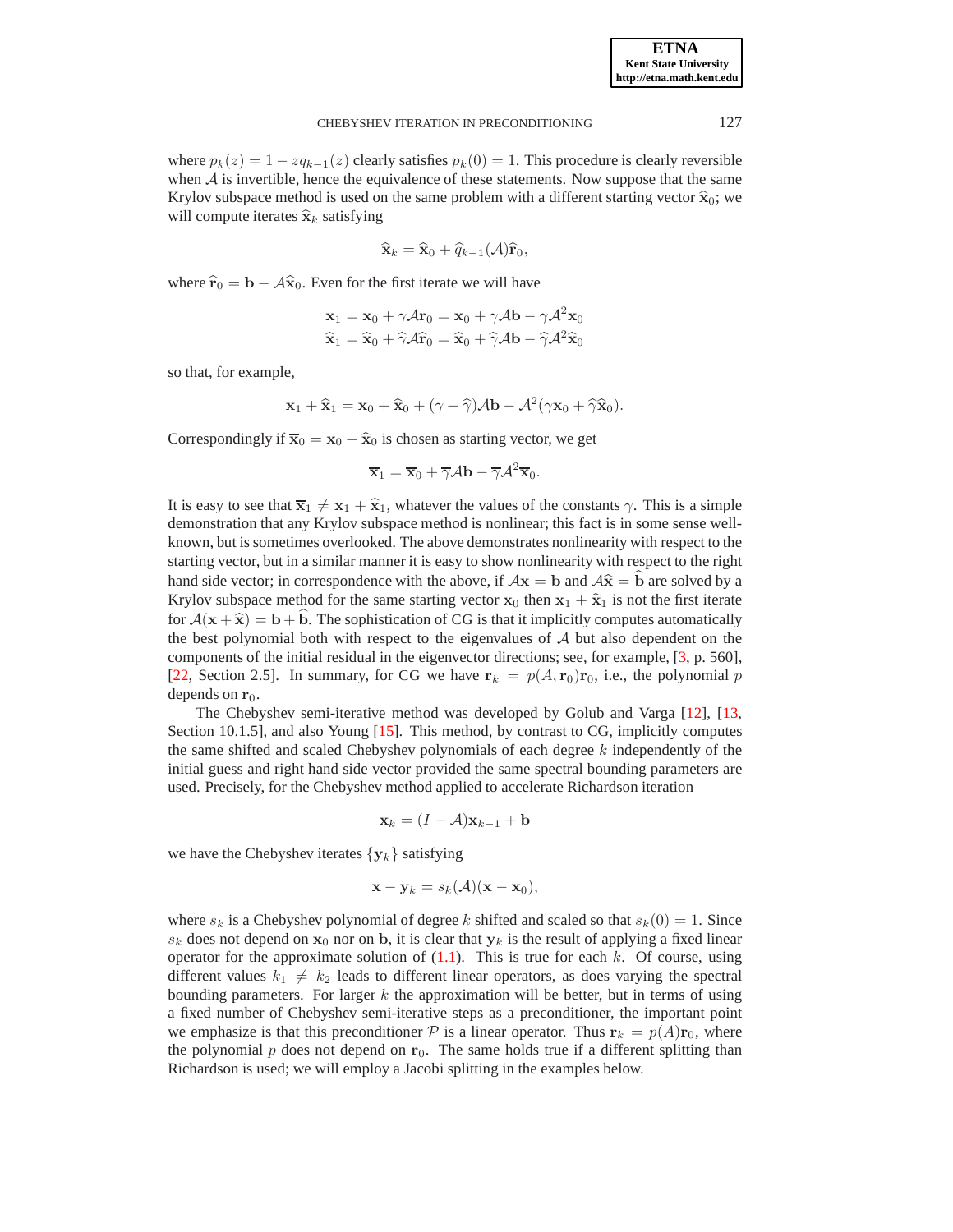where $p_k(z) = 1 - zq_{k-1}(z)$ clearly satisfies $p_k(0) = 1$. This procedure is clearly reversible when $\mathcal{A}$ is invertible, hence the equivalence of these statements. Now suppose that the same Krylov subspace method is used on the same problem with a different starting vector $\widehat{\mathbf{x}}_0$; we will compute iterates $\widehat{\mathbf{x}}_k$ satisfying

$$\widehat{\mathbf{x}}_k = \widehat{\mathbf{x}}_0 + \widehat{q}_{k-1}(\mathcal{A})\widehat{\mathbf{r}}_0,$$

where $\widehat{\mathbf{r}}_0 = \mathbf{b} - \mathcal{A}\widehat{\mathbf{x}}_0$. Even for the first iterate we will have

$$\mathbf{x}_1 = \mathbf{x}_0 + \gamma\mathcal{A}\mathbf{r}_0 = \mathbf{x}_0 + \gamma\mathcal{A}\mathbf{b} - \gamma\mathcal{A}^2\mathbf{x}_0$$
$$\widehat{\mathbf{x}}_1 = \widehat{\mathbf{x}}_0 + \widehat{\gamma}\mathcal{A}\widehat{\mathbf{r}}_0 = \widehat{\mathbf{x}}_0 + \widehat{\gamma}\mathcal{A}\mathbf{b} - \widehat{\gamma}\mathcal{A}^2\widehat{\mathbf{x}}_0$$

so that, for example,

$$\mathbf{x}_1 + \widehat{\mathbf{x}}_1 = \mathbf{x}_0 + \widehat{\mathbf{x}}_0 + (\gamma + \widehat{\gamma})\mathcal{A}\mathbf{b} - \mathcal{A}^2(\gamma\mathbf{x}_0 + \widehat{\gamma}\widehat{\mathbf{x}}_0).$$

Correspondingly if $\overline{\mathbf{x}}_0 = \mathbf{x}_0 + \widehat{\mathbf{x}}_0$ is chosen as starting vector, we get

$$\overline{\mathbf{x}}_1 = \overline{\mathbf{x}}_0 + \overline{\gamma}\mathcal{A}\mathbf{b} - \overline{\gamma}\mathcal{A}^2\overline{\mathbf{x}}_0.$$

It is easy to see that $\overline{\mathbf{x}}_1 \neq \mathbf{x}_1 + \widehat{\mathbf{x}}_1$, whatever the values of the constants $\gamma$. This is a simple demonstration that any Krylov subspace method is nonlinear; this fact is in some sense well-known, but is sometimes overlooked. The above demonstrates nonlinearity with respect to the starting vector, but in a similar manner it is easy to show nonlinearity with respect to the right hand side vector; in correspondence with the above, if $\mathcal{A}\mathbf{x} = \mathbf{b}$ and $\mathcal{A}\widehat{\mathbf{x}} = \widehat{\mathbf{b}}$ are solved by a Krylov subspace method for the same starting vector $\mathbf{x}_0$ then $\mathbf{x}_1 + \widehat{\mathbf{x}}_1$ is not the first iterate for $\mathcal{A}(\mathbf{x} + \widehat{\mathbf{x}}) = \mathbf{b} + \widehat{\mathbf{b}}$. The sophistication of CG is that it implicitly computes automatically the best polynomial both with respect to the eigenvalues of $\mathcal{A}$ but also dependent on the components of the initial residual in the eigenvector directions; see, for example, [3, p. 560], [22, Section 2.5]. In summary, for CG we have $\mathbf{r}_k = p(A, \mathbf{r}_0)\mathbf{r}_0$, i.e., the polynomial $p$ depends on $\mathbf{r}_0$.

The Chebyshev semi-iterative method was developed by Golub and Varga [12], [13, Section 10.1.5], and also Young [15]. This method, by contrast to CG, implicitly computes the same shifted and scaled Chebyshev polynomials of each degree $k$ independently of the initial guess and right hand side vector provided the same spectral bounding parameters are used. Precisely, for the Chebyshev method applied to accelerate Richardson iteration

$$\mathbf{x}_k = (I - \mathcal{A})\mathbf{x}_{k-1} + \mathbf{b}$$

we have the Chebyshev iterates $\{\mathbf{y}_k\}$ satisfying

$$\mathbf{x} - \mathbf{y}_k = s_k(\mathcal{A})(\mathbf{x} - \mathbf{x}_0),$$

where $s_k$ is a Chebyshev polynomial of degree $k$ shifted and scaled so that $s_k(0) = 1$. Since $s_k$ does not depend on $\mathbf{x}_0$ nor on $\mathbf{b}$, it is clear that $\mathbf{y}_k$ is the result of applying a fixed linear operator for the approximate solution of (1.1). This is true for each $k$. Of course, using different values $k_1 \neq k_2$ leads to different linear operators, as does varying the spectral bounding parameters. For larger $k$ the approximation will be better, but in terms of using a fixed number of Chebyshev semi-iterative steps as a preconditioner, the important point we emphasize is that this preconditioner $\mathcal{P}$ is a linear operator. Thus $\mathbf{r}_k = p(A)\mathbf{r}_0$, where the polynomial $p$ does not depend on $\mathbf{r}_0$. The same holds true if a different splitting than Richardson is used; we will employ a Jacobi splitting in the examples below.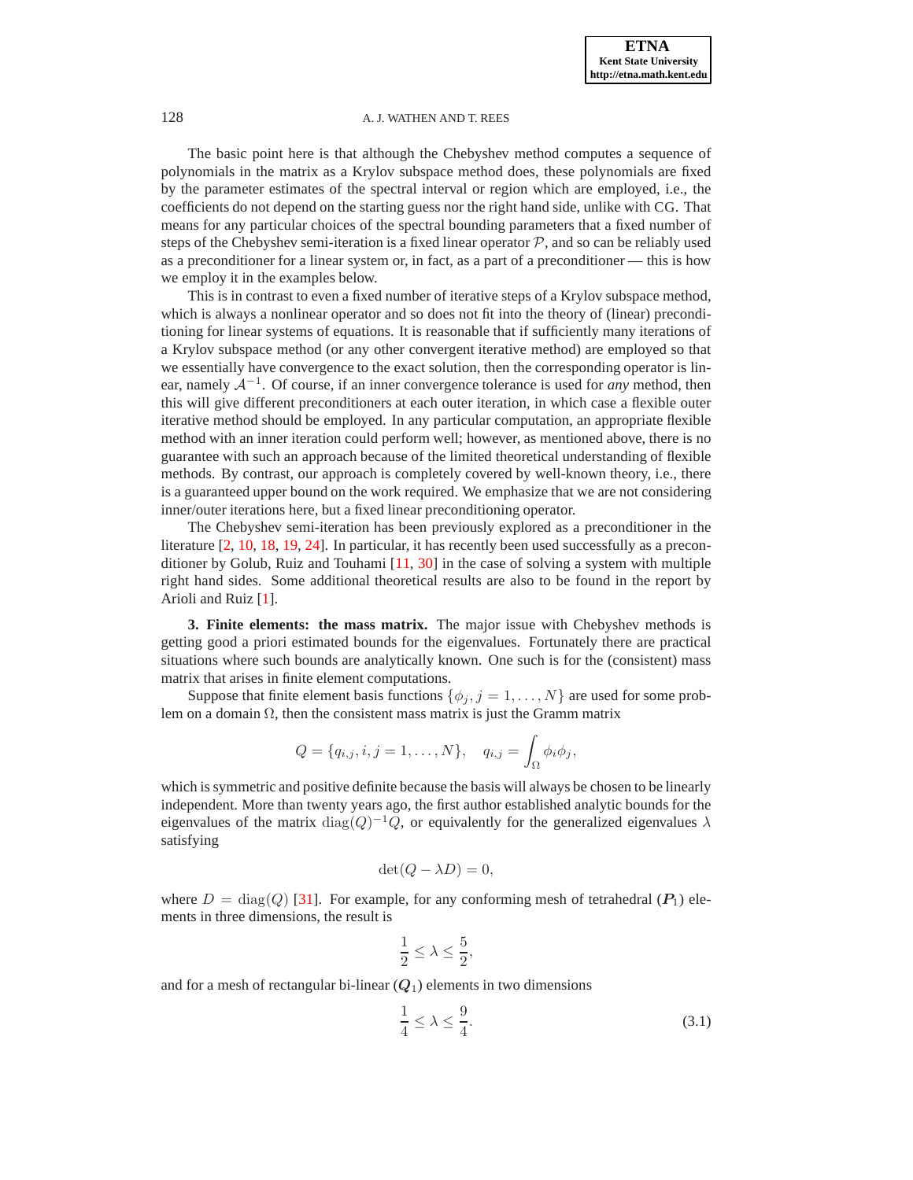The basic point here is that although the Chebyshev method computes a sequence of polynomials in the matrix as a Krylov subspace method does, these polynomials are fixed by the parameter estimates of the spectral interval or region which are employed, i.e., the coefficients do not depend on the starting guess nor the right hand side, unlike with CG. That means for any particular choices of the spectral bounding parameters that a fixed number of steps of the Chebyshev semi-iteration is a fixed linear operator $\mathcal{P}$, and so can be reliably used as a preconditioner for a linear system or, in fact, as a part of a preconditioner — this is how we employ it in the examples below.

This is in contrast to even a fixed number of iterative steps of a Krylov subspace method, which is always a nonlinear operator and so does not fit into the theory of (linear) preconditioning for linear systems of equations. It is reasonable that if sufficiently many iterations of a Krylov subspace method (or any other convergent iterative method) are employed so that we essentially have convergence to the exact solution, then the corresponding operator is linear, namely $\mathcal{A}^{-1}$. Of course, if an inner convergence tolerance is used for *any* method, then this will give different preconditioners at each outer iteration, in which case a flexible outer iterative method should be employed. In any particular computation, an appropriate flexible method with an inner iteration could perform well; however, as mentioned above, there is no guarantee with such an approach because of the limited theoretical understanding of flexible methods. By contrast, our approach is completely covered by well-known theory, i.e., there is a guaranteed upper bound on the work required. We emphasize that we are not considering inner/outer iterations here, but a fixed linear preconditioning operator.

The Chebyshev semi-iteration has been previously explored as a preconditioner in the literature [2, 10, 18, 19, 24]. In particular, it has recently been used successfully as a preconditioner by Golub, Ruiz and Touhami [11, 30] in the case of solving a system with multiple right hand sides. Some additional theoretical results are also to be found in the report by Arioli and Ruiz [1].

**3. Finite elements: the mass matrix.** The major issue with Chebyshev methods is getting good a priori estimated bounds for the eigenvalues. Fortunately there are practical situations where such bounds are analytically known. One such is for the (consistent) mass matrix that arises in finite element computations.

Suppose that finite element basis functions $\{\phi_j, j = 1, \ldots, N\}$ are used for some problem on a domain $\Omega$, then the consistent mass matrix is just the Gramm matrix

$$Q = \{q_{i,j}, i, j = 1, \ldots, N\}, \quad q_{i,j} = \int_\Omega \phi_i \phi_j,$$

which is symmetric and positive definite because the basis will always be chosen to be linearly independent. More than twenty years ago, the first author established analytic bounds for the eigenvalues of the matrix $\mathrm{diag}(Q)^{-1}Q$, or equivalently for the generalized eigenvalues $\lambda$ satisfying

$$\det(Q - \lambda D) = 0,$$

where $D = \mathrm{diag}(Q)$ [31]. For example, for any conforming mesh of tetrahedral ($\boldsymbol{P}_1$) elements in three dimensions, the result is

$$\frac{1}{2} \leq \lambda \leq \frac{5}{2},$$

and for a mesh of rectangular bi-linear ($\boldsymbol{Q}_1$) elements in two dimensions

$$\frac{1}{4} \leq \lambda \leq \frac{9}{4}. \tag{3.1}$$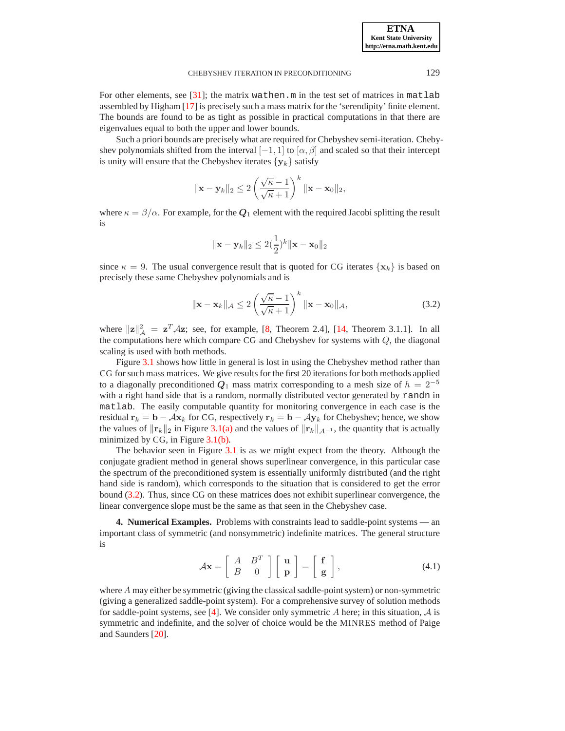For other elements, see [31]; the matrix `wathen.m` in the test set of matrices in `matlab` assembled by Higham [17] is precisely such a mass matrix for the 'serendipity' finite element. The bounds are found to be as tight as possible in practical computations in that there are eigenvalues equal to both the upper and lower bounds.

Such a priori bounds are precisely what are required for Chebyshev semi-iteration. Chebyshev polynomials shifted from the interval $[-1, 1]$ to $[\alpha, \beta]$ and scaled so that their intercept is unity will ensure that the Chebyshev iterates $\{\mathbf{y}_k\}$ satisfy

$$\|\mathbf{x} - \mathbf{y}_k\|_2 \leq 2 \left( \frac{\sqrt{\kappa} - 1}{\sqrt{\kappa} + 1} \right)^k \|\mathbf{x} - \mathbf{x}_0\|_2,$$

where $\kappa = \beta/\alpha$. For example, for the $\boldsymbol{Q}_1$ element with the required Jacobi splitting the result is

$$\|\mathbf{x} - \mathbf{y}_k\|_2 \leq 2(\frac{1}{2})^k \|\mathbf{x} - \mathbf{x}_0\|_2$$

since $\kappa = 9$. The usual convergence result that is quoted for CG iterates $\{\mathbf{x}_k\}$ is based on precisely these same Chebyshev polynomials and is

$$\|\mathbf{x} - \mathbf{x}_k\|_{\mathcal{A}} \leq 2 \left( \frac{\sqrt{\kappa} - 1}{\sqrt{\kappa} + 1} \right)^k \|\mathbf{x} - \mathbf{x}_0\|_{\mathcal{A}}, \tag{3.2}$$

where $\|\mathbf{z}\|_{\mathcal{A}}^2 = \mathbf{z}^T \mathcal{A} \mathbf{z}$; see, for example, [8, Theorem 2.4], [14, Theorem 3.1.1]. In all the computations here which compare CG and Chebyshev for systems with $Q$, the diagonal scaling is used with both methods.

Figure 3.1 shows how little in general is lost in using the Chebyshev method rather than CG for such mass matrices. We give results for the first 20 iterations for both methods applied to a diagonally preconditioned $\boldsymbol{Q}_1$ mass matrix corresponding to a mesh size of $h = 2^{-5}$ with a right hand side that is a random, normally distributed vector generated by `randn` in `matlab`. The easily computable quantity for monitoring convergence in each case is the residual $\mathbf{r}_k = \mathbf{b} - \mathcal{A}\mathbf{x}_k$ for CG, respectively $\mathbf{r}_k = \mathbf{b} - \mathcal{A}\mathbf{y}_k$ for Chebyshev; hence, we show the values of $\|\mathbf{r}_k\|_2$ in Figure 3.1(a) and the values of $\|\mathbf{r}_k\|_{\mathcal{A}^{-1}}$, the quantity that is actually minimized by CG, in Figure 3.1(b).

The behavior seen in Figure 3.1 is as we might expect from the theory. Although the conjugate gradient method in general shows superlinear convergence, in this particular case the spectrum of the preconditioned system is essentially uniformly distributed (and the right hand side is random), which corresponds to the situation that is considered to get the error bound (3.2). Thus, since CG on these matrices does not exhibit superlinear convergence, the linear convergence slope must be the same as that seen in the Chebyshev case.

## 4. Numerical Examples.

Problems with constraints lead to saddle-point systems — an important class of symmetric (and nonsymmetric) indefinite matrices. The general structure is

$$\mathcal{A}\mathbf{x} = \begin{bmatrix} A & B^T \\ B & 0 \end{bmatrix} \begin{bmatrix} \mathbf{u} \\ \mathbf{p} \end{bmatrix} = \begin{bmatrix} \mathbf{f} \\ \mathbf{g} \end{bmatrix}, \tag{4.1}$$

where $A$ may either be symmetric (giving the classical saddle-point system) or non-symmetric (giving a generalized saddle-point system). For a comprehensive survey of solution methods for saddle-point systems, see [4]. We consider only symmetric $A$ here; in this situation, $\mathcal{A}$ is symmetric and indefinite, and the solver of choice would be the MINRES method of Paige and Saunders [20].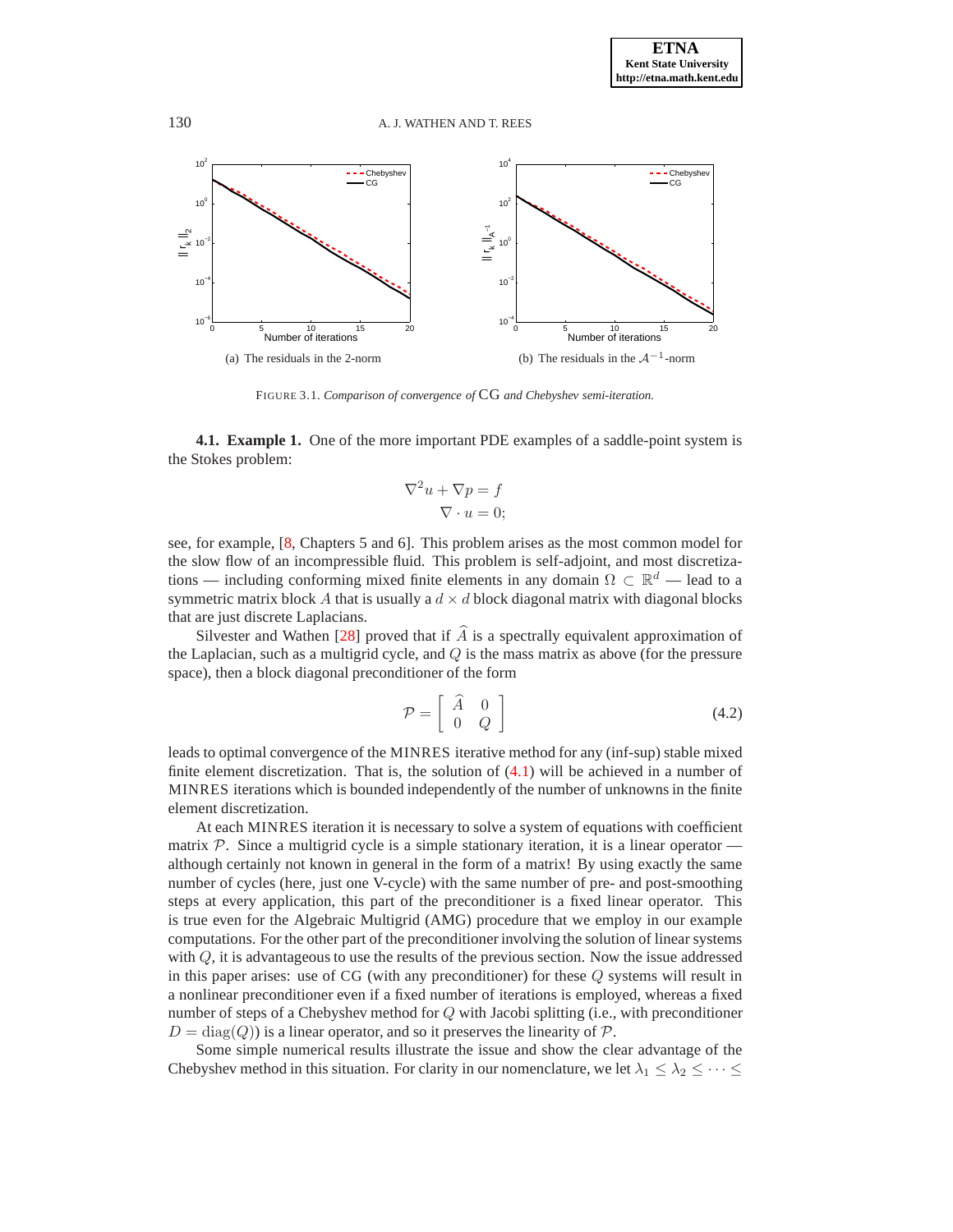(a) The residuals in the 2-norm

(b) The residuals in the $\mathcal{A}^{-1}$-norm

FIGURE 3.1. *Comparison of convergence of* CG *and Chebyshev semi-iteration.*

**4.1. Example 1.** One of the more important PDE examples of a saddle-point system is the Stokes problem:

$$\nabla^2 u + \nabla p = f$$
$$\nabla \cdot u = 0;$$

see, for example, [8, Chapters 5 and 6]. This problem arises as the most common model for the slow flow of an incompressible fluid. This problem is self-adjoint, and most discretizations — including conforming mixed finite elements in any domain $\Omega \subset \mathbb{R}^d$ — lead to a symmetric matrix block $A$ that is usually a $d \times d$ block diagonal matrix with diagonal blocks that are just discrete Laplacians.

Silvester and Wathen [28] proved that if $\widehat{A}$ is a spectrally equivalent approximation of the Laplacian, such as a multigrid cycle, and $Q$ is the mass matrix as above (for the pressure space), then a block diagonal preconditioner of the form

$$\mathcal{P} = \begin{bmatrix} \widehat{A} & 0 \\ 0 & Q \end{bmatrix} \tag{4.2}$$

leads to optimal convergence of the MINRES iterative method for any (inf-sup) stable mixed finite element discretization. That is, the solution of (4.1) will be achieved in a number of MINRES iterations which is bounded independently of the number of unknowns in the finite element discretization.

At each MINRES iteration it is necessary to solve a system of equations with coefficient matrix $\mathcal{P}$. Since a multigrid cycle is a simple stationary iteration, it is a linear operator — although certainly not known in general in the form of a matrix! By using exactly the same number of cycles (here, just one V-cycle) with the same number of pre- and post-smoothing steps at every application, this part of the preconditioner is a fixed linear operator. This is true even for the Algebraic Multigrid (AMG) procedure that we employ in our example computations. For the other part of the preconditioner involving the solution of linear systems with $Q$, it is advantageous to use the results of the previous section. Now the issue addressed in this paper arises: use of CG (with any preconditioner) for these $Q$ systems will result in a nonlinear preconditioner even if a fixed number of iterations is employed, whereas a fixed number of steps of a Chebyshev method for $Q$ with Jacobi splitting (i.e., with preconditioner $D = \mathrm{diag}(Q)$) is a linear operator, and so it preserves the linearity of $\mathcal{P}$.

Some simple numerical results illustrate the issue and show the clear advantage of the Chebyshev method in this situation. For clarity in our nomenclature, we let $\lambda_1 \leq \lambda_2 \leq \cdots \leq$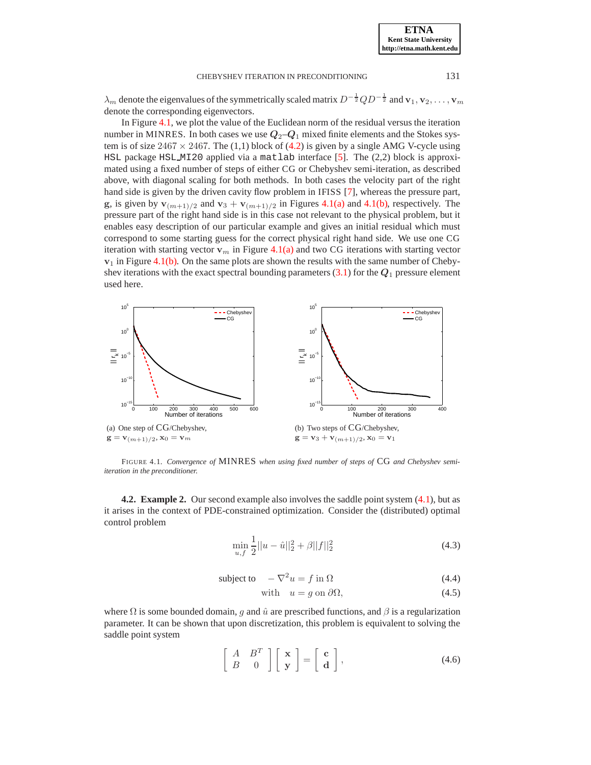$\lambda_m$ denote the eigenvalues of the symmetrically scaled matrix $D^{-\frac{1}{2}}QD^{-\frac{1}{2}}$ and $\mathbf{v}_1, \mathbf{v}_2, \ldots, \mathbf{v}_m$ denote the corresponding eigenvectors.

In Figure 4.1, we plot the value of the Euclidean norm of the residual versus the iteration number in MINRES. In both cases we use $\boldsymbol{Q}_2$–$\boldsymbol{Q}_1$ mixed finite elements and the Stokes system is of size $2467 \times 2467$. The (1,1) block of (4.2) is given by a single AMG V-cycle using HSL package HSL_MI20 applied via a matlab interface [5]. The (2,2) block is approximated using a fixed number of steps of either CG or Chebyshev semi-iteration, as described above, with diagonal scaling for both methods. In both cases the velocity part of the right hand side is given by the driven cavity flow problem in IFISS [7], whereas the pressure part, $\mathbf{g}$, is given by $\mathbf{v}_{(m+1)/2}$ and $\mathbf{v}_3 + \mathbf{v}_{(m+1)/2}$ in Figures 4.1(a) and 4.1(b), respectively. The pressure part of the right hand side is in this case not relevant to the physical problem, but it enables easy description of our particular example and gives an initial residual which must correspond to some starting guess for the correct physical right hand side. We use one CG iteration with starting vector $\mathbf{v}_m$ in Figure 4.1(a) and two CG iterations with starting vector $\mathbf{v}_1$ in Figure 4.1(b). On the same plots are shown the results with the same number of Chebyshev iterations with the exact spectral bounding parameters (3.1) for the $\boldsymbol{Q}_1$ pressure element used here.

(a) One step of CG/Chebyshev, $\mathbf{g} = \mathbf{v}_{(m+1)/2}, \mathbf{x}_0 = \mathbf{v}_m$

(b) Two steps of CG/Chebyshev, $\mathbf{g} = \mathbf{v}_3 + \mathbf{v}_{(m+1)/2}, \mathbf{x}_0 = \mathbf{v}_1$

FIGURE 4.1. *Convergence of* MINRES *when using fixed number of steps of* CG *and Chebyshev semi-iteration in the preconditioner.*

**4.2. Example 2.** Our second example also involves the saddle point system (4.1), but as it arises in the context of PDE-constrained optimization. Consider the (distributed) optimal control problem

$$\min_{u,f} \frac{1}{2}||u - \hat{u}||_2^2 + \beta||f||_2^2 \tag{4.3}$$

$$\text{subject to} \quad -\nabla^2 u = f \text{ in } \Omega \tag{4.4}$$

$$\text{with} \quad u = g \text{ on } \partial\Omega, \tag{4.5}$$

where $\Omega$ is some bounded domain, $g$ and $\hat{u}$ are prescribed functions, and $\beta$ is a regularization parameter. It can be shown that upon discretization, this problem is equivalent to solving the saddle point system

$$\begin{bmatrix} A & B^T \\ B & 0 \end{bmatrix} \begin{bmatrix} \mathbf{x} \\ \mathbf{y} \end{bmatrix} = \begin{bmatrix} \mathbf{c} \\ \mathbf{d} \end{bmatrix}, \tag{4.6}$$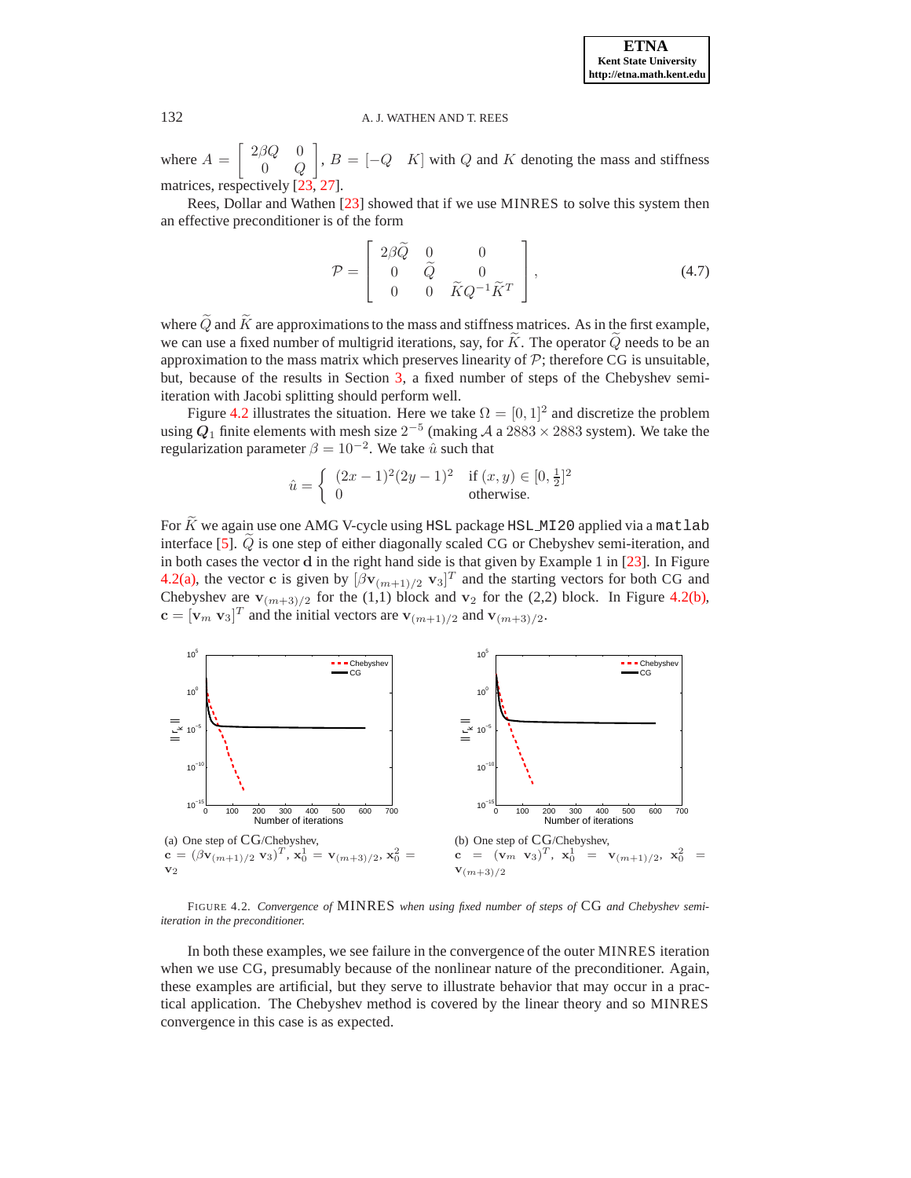where $A = \begin{bmatrix} 2\beta Q & 0 \\ 0 & Q \end{bmatrix}$, $B = [-Q \quad K]$ with $Q$ and $K$ denoting the mass and stiffness matrices, respectively [23, 27].

Rees, Dollar and Wathen [23] showed that if we use MINRES to solve this system then an effective preconditioner is of the form

$$\mathcal{P} = \begin{bmatrix} 2\beta\widetilde{Q} & 0 & 0 \\ 0 & \widetilde{Q} & 0 \\ 0 & 0 & \widetilde{K}Q^{-1}\widetilde{K}^T \end{bmatrix}, \tag{4.7}$$

where $\widetilde{Q}$ and $\widetilde{K}$ are approximations to the mass and stiffness matrices. As in the first example, we can use a fixed number of multigrid iterations, say, for $\widetilde{K}$. The operator $\widetilde{Q}$ needs to be an approximation to the mass matrix which preserves linearity of $\mathcal{P}$; therefore CG is unsuitable, but, because of the results in Section 3, a fixed number of steps of the Chebyshev semi-iteration with Jacobi splitting should perform well.

Figure 4.2 illustrates the situation. Here we take $\Omega = [0,1]^2$ and discretize the problem using $\boldsymbol{Q}_1$ finite elements with mesh size $2^{-5}$ (making $\mathcal{A}$ a $2883 \times 2883$ system). We take the regularization parameter $\beta = 10^{-2}$. We take $\hat{u}$ such that

$$\hat{u} = \begin{cases} (2x-1)^2(2y-1)^2 & \text{if } (x,y) \in [0,\frac{1}{2}]^2 \\ 0 & \text{otherwise.} \end{cases}$$

For $\widetilde{K}$ we again use one AMG V-cycle using `HSL` package `HSL_MI20` applied via a `matlab` interface [5]. $\widetilde{Q}$ is one step of either diagonally scaled CG or Chebyshev semi-iteration, and in both cases the vector $\mathbf{d}$ in the right hand side is that given by Example 1 in [23]. In Figure 4.2(a), the vector $\mathbf{c}$ is given by $[\beta\mathbf{v}_{(m+1)/2} \ \mathbf{v}_3]^T$ and the starting vectors for both CG and Chebyshev are $\mathbf{v}_{(m+3)/2}$ for the (1,1) block and $\mathbf{v}_2$ for the (2,2) block. In Figure 4.2(b), $\mathbf{c} = [\mathbf{v}_m \ \mathbf{v}_3]^T$ and the initial vectors are $\mathbf{v}_{(m+1)/2}$ and $\mathbf{v}_{(m+3)/2}$.

(a) One step of CG/Chebyshev, $\mathbf{c} = (\beta\mathbf{v}_{(m+1)/2} \ \mathbf{v}_3)^T$, $\mathbf{x}_0^1 = \mathbf{v}_{(m+3)/2}$, $\mathbf{x}_0^2 = \mathbf{v}_2$

(b) One step of CG/Chebyshev, $\mathbf{c} = (\mathbf{v}_m \ \mathbf{v}_3)^T$, $\mathbf{x}_0^1 = \mathbf{v}_{(m+1)/2}$, $\mathbf{x}_0^2 = \mathbf{v}_{(m+3)/2}$

FIGURE 4.2. *Convergence of* MINRES *when using fixed number of steps of* CG *and Chebyshev semi-iteration in the preconditioner.*

In both these examples, we see failure in the convergence of the outer MINRES iteration when we use CG, presumably because of the nonlinear nature of the preconditioner. Again, these examples are artificial, but they serve to illustrate behavior that may occur in a practical application. The Chebyshev method is covered by the linear theory and so MINRES convergence in this case is as expected.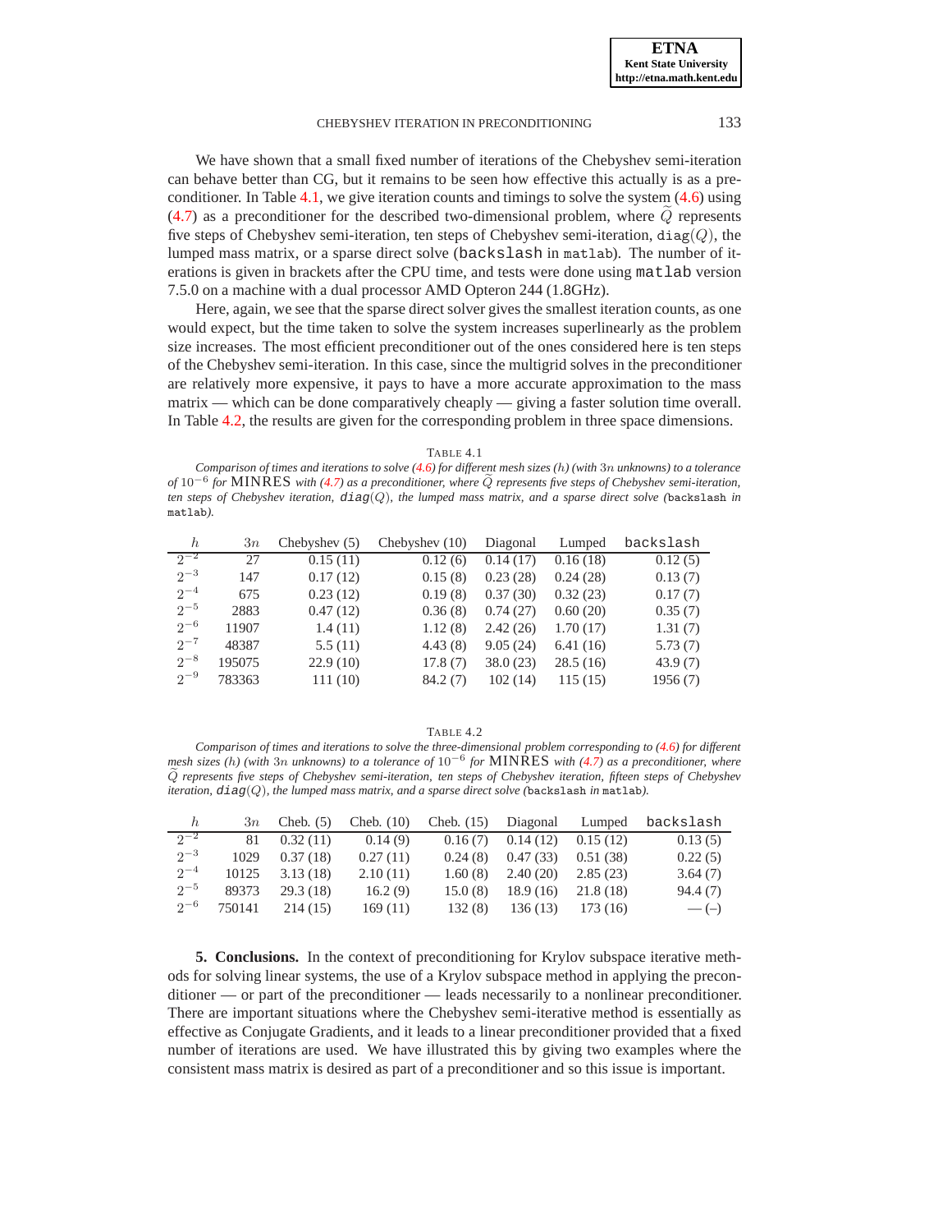We have shown that a small fixed number of iterations of the Chebyshev semi-iteration can behave better than CG, but it remains to be seen how effective this actually is as a preconditioner. In Table 4.1, we give iteration counts and timings to solve the system (4.6) using (4.7) as a preconditioner for the described two-dimensional problem, where $\widetilde{Q}$ represents five steps of Chebyshev semi-iteration, ten steps of Chebyshev semi-iteration, diag$(Q)$, the lumped mass matrix, or a sparse direct solve (`backslash` in `matlab`). The number of iterations is given in brackets after the CPU time, and tests were done using `matlab` version 7.5.0 on a machine with a dual processor AMD Opteron 244 (1.8GHz).

Here, again, we see that the sparse direct solver gives the smallest iteration counts, as one would expect, but the time taken to solve the system increases superlinearly as the problem size increases. The most efficient preconditioner out of the ones considered here is ten steps of the Chebyshev semi-iteration. In this case, since the multigrid solves in the preconditioner are relatively more expensive, it pays to have a more accurate approximation to the mass matrix — which can be done comparatively cheaply — giving a faster solution time overall. In Table 4.2, the results are given for the corresponding problem in three space dimensions.

TABLE 4.1

*Comparison of times and iterations to solve (4.6) for different mesh sizes ($h$) (with $3n$ unknowns) to a tolerance of $10^{-6}$ for MINRES with (4.7) as a preconditioner, where $\widetilde{Q}$ represents five steps of Chebyshev semi-iteration, ten steps of Chebyshev iteration, diag$(Q)$, the lumped mass matrix, and a sparse direct solve (`backslash` in `matlab`).*

| $h$ | $3n$ | Chebyshev (5) | Chebyshev (10) | Diagonal | Lumped | `backslash` |
|---|---|---|---|---|---|---|
| $2^{-2}$ | 27 | 0.15 (11) | 0.12 (6) | 0.14 (17) | 0.16 (18) | 0.12 (5) |
| $2^{-3}$ | 147 | 0.17 (12) | 0.15 (8) | 0.23 (28) | 0.24 (28) | 0.13 (7) |
| $2^{-4}$ | 675 | 0.23 (12) | 0.19 (8) | 0.37 (30) | 0.32 (23) | 0.17 (7) |
| $2^{-5}$ | 2883 | 0.47 (12) | 0.36 (8) | 0.74 (27) | 0.60 (20) | 0.35 (7) |
| $2^{-6}$ | 11907 | 1.4 (11) | 1.12 (8) | 2.42 (26) | 1.70 (17) | 1.31 (7) |
| $2^{-7}$ | 48387 | 5.5 (11) | 4.43 (8) | 9.05 (24) | 6.41 (16) | 5.73 (7) |
| $2^{-8}$ | 195075 | 22.9 (10) | 17.8 (7) | 38.0 (23) | 28.5 (16) | 43.9 (7) |
| $2^{-9}$ | 783363 | 111 (10) | 84.2 (7) | 102 (14) | 115 (15) | 1956 (7) |

TABLE 4.2

*Comparison of times and iterations to solve the three-dimensional problem corresponding to (4.6) for different mesh sizes ($h$) (with $3n$ unknowns) to a tolerance of $10^{-6}$ for MINRES with (4.7) as a preconditioner, where $\widetilde{Q}$ represents five steps of Chebyshev semi-iteration, ten steps of Chebyshev iteration, fifteen steps of Chebyshev iteration, diag$(Q)$, the lumped mass matrix, and a sparse direct solve (`backslash` in `matlab`).*

| $h$ | $3n$ | Cheb. (5) | Cheb. (10) | Cheb. (15) | Diagonal | Lumped | `backslash` |
|---|---|---|---|---|---|---|---|
| $2^{-2}$ | 81 | 0.32 (11) | 0.14 (9) | 0.16 (7) | 0.14 (12) | 0.15 (12) | 0.13 (5) |
| $2^{-3}$ | 1029 | 0.37 (18) | 0.27 (11) | 0.24 (8) | 0.47 (33) | 0.51 (38) | 0.22 (5) |
| $2^{-4}$ | 10125 | 3.13 (18) | 2.10 (11) | 1.60 (8) | 2.40 (20) | 2.85 (23) | 3.64 (7) |
| $2^{-5}$ | 89373 | 29.3 (18) | 16.2 (9) | 15.0 (8) | 18.9 (16) | 21.8 (18) | 94.4 (7) |
| $2^{-6}$ | 750141 | 214 (15) | 169 (11) | 132 (8) | 136 (13) | 173 (16) | — (–) |

**5. Conclusions.** In the context of preconditioning for Krylov subspace iterative methods for solving linear systems, the use of a Krylov subspace method in applying the preconditioner — or part of the preconditioner — leads necessarily to a nonlinear preconditioner. There are important situations where the Chebyshev semi-iterative method is essentially as effective as Conjugate Gradients, and it leads to a linear preconditioner provided that a fixed number of iterations are used. We have illustrated this by giving two examples where the consistent mass matrix is desired as part of a preconditioner and so this issue is important.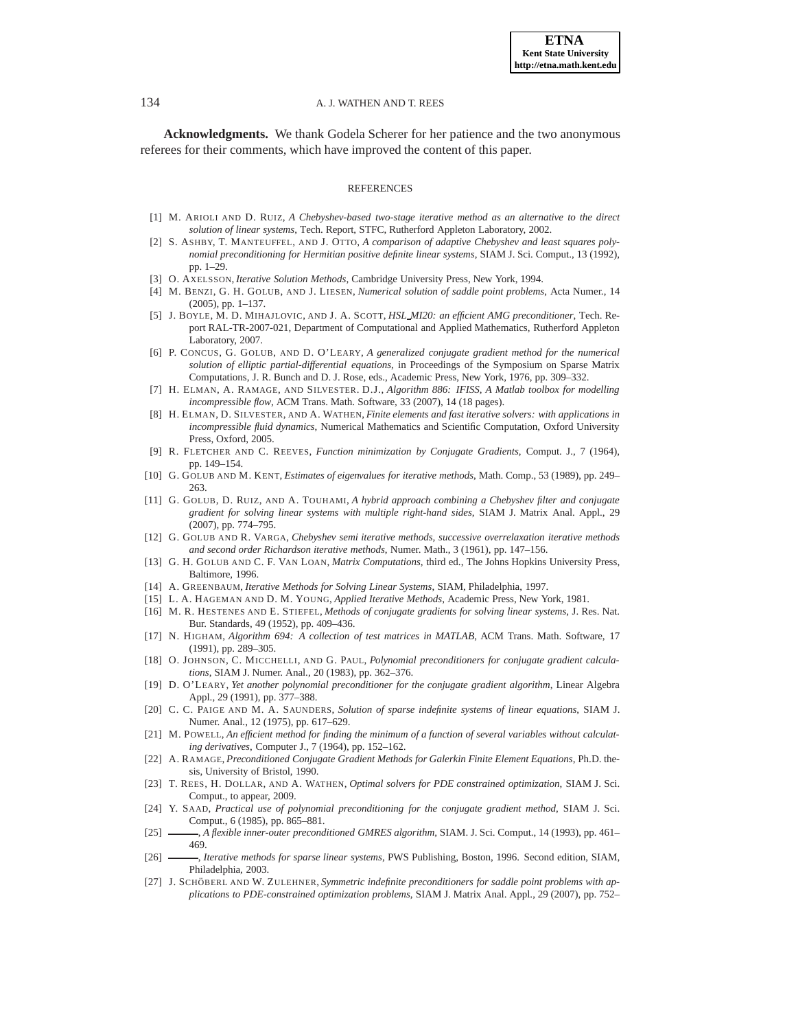**Acknowledgments.** We thank Godela Scherer for her patience and the two anonymous referees for their comments, which have improved the content of this paper.

## REFERENCES

[1] M. Arioli and D. Ruiz, *A Chebyshev-based two-stage iterative method as an alternative to the direct solution of linear systems*, Tech. Report, STFC, Rutherford Appleton Laboratory, 2002.

[2] S. Ashby, T. Manteuffel, and J. Otto, *A comparison of adaptive Chebyshev and least squares polynomial preconditioning for Hermitian positive definite linear systems*, SIAM J. Sci. Comput., 13 (1992), pp. 1–29.

[3] O. Axelsson, *Iterative Solution Methods*, Cambridge University Press, New York, 1994.

[4] M. Benzi, G. H. Golub, and J. Liesen, *Numerical solution of saddle point problems*, Acta Numer., 14 (2005), pp. 1–137.

[5] J. Boyle, M. D. Mihajlovic, and J. A. Scott, *HSL_MI20: an efficient AMG preconditioner*, Tech. Report RAL-TR-2007-021, Department of Computational and Applied Mathematics, Rutherford Appleton Laboratory, 2007.

[6] P. Concus, G. Golub, and D. O'Leary, *A generalized conjugate gradient method for the numerical solution of elliptic partial-differential equations*, in Proceedings of the Symposium on Sparse Matrix Computations, J. R. Bunch and D. J. Rose, eds., Academic Press, New York, 1976, pp. 309–332.

[7] H. Elman, A. Ramage, and Silvester. D.J., *Algorithm 886: IFISS, A Matlab toolbox for modelling incompressible flow*, ACM Trans. Math. Software, 33 (2007), 14 (18 pages).

[8] H. Elman, D. Silvester, and A. Wathen, *Finite elements and fast iterative solvers: with applications in incompressible fluid dynamics*, Numerical Mathematics and Scientific Computation, Oxford University Press, Oxford, 2005.

[9] R. Fletcher and C. Reeves, *Function minimization by Conjugate Gradients*, Comput. J., 7 (1964), pp. 149–154.

[10] G. Golub and M. Kent, *Estimates of eigenvalues for iterative methods*, Math. Comp., 53 (1989), pp. 249–263.

[11] G. Golub, D. Ruiz, and A. Touhami, *A hybrid approach combining a Chebyshev filter and conjugate gradient for solving linear systems with multiple right-hand sides*, SIAM J. Matrix Anal. Appl., 29 (2007), pp. 774–795.

[12] G. Golub and R. Varga, *Chebyshev semi iterative methods, successive overrelaxation iterative methods and second order Richardson iterative methods*, Numer. Math., 3 (1961), pp. 147–156.

[13] G. H. Golub and C. F. Van Loan, *Matrix Computations*, third ed., The Johns Hopkins University Press, Baltimore, 1996.

[14] A. Greenbaum, *Iterative Methods for Solving Linear Systems*, SIAM, Philadelphia, 1997.

[15] L. A. Hageman and D. M. Young, *Applied Iterative Methods*, Academic Press, New York, 1981.

[16] M. R. Hestenes and E. Stiefel, *Methods of conjugate gradients for solving linear systems*, J. Res. Nat. Bur. Standards, 49 (1952), pp. 409–436.

[17] N. Higham, *Algorithm 694: A collection of test matrices in MATLAB*, ACM Trans. Math. Software, 17 (1991), pp. 289–305.

[18] O. Johnson, C. Micchelli, and G. Paul, *Polynomial preconditioners for conjugate gradient calculations*, SIAM J. Numer. Anal., 20 (1983), pp. 362–376.

[19] D. O'Leary, *Yet another polynomial preconditioner for the conjugate gradient algorithm*, Linear Algebra Appl., 29 (1991), pp. 377–388.

[20] C. C. Paige and M. A. Saunders, *Solution of sparse indefinite systems of linear equations*, SIAM J. Numer. Anal., 12 (1975), pp. 617–629.

[21] M. Powell, *An efficient method for finding the minimum of a function of several variables without calculating derivatives*, Computer J., 7 (1964), pp. 152–162.

[22] A. Ramage, *Preconditioned Conjugate Gradient Methods for Galerkin Finite Element Equations*, Ph.D. thesis, University of Bristol, 1990.

[23] T. Rees, H. Dollar, and A. Wathen, *Optimal solvers for PDE constrained optimization*, SIAM J. Sci. Comput., to appear, 2009.

[24] Y. Saad, *Practical use of polynomial preconditioning for the conjugate gradient method*, SIAM J. Sci. Comput., 6 (1985), pp. 865–881.

[25] ———, *A flexible inner-outer preconditioned GMRES algorithm*, SIAM. J. Sci. Comput., 14 (1993), pp. 461–469.

[26] ———, *Iterative methods for sparse linear systems*, PWS Publishing, Boston, 1996. Second edition, SIAM, Philadelphia, 2003.

[27] J. Schöberl and W. Zulehner, *Symmetric indefinite preconditioners for saddle point problems with applications to PDE-constrained optimization problems*, SIAM J. Matrix Anal. Appl., 29 (2007), pp. 752–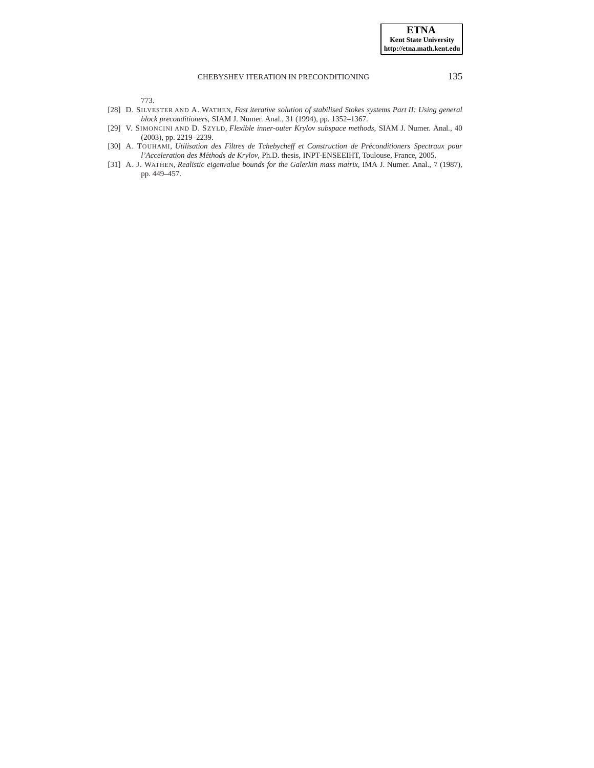773.

[28] D. SILVESTER AND A. WATHEN, *Fast iterative solution of stabilised Stokes systems Part II: Using general block preconditioners*, SIAM J. Numer. Anal., 31 (1994), pp. 1352–1367.

[29] V. SIMONCINI AND D. SZYLD, *Flexible inner-outer Krylov subspace methods*, SIAM J. Numer. Anal., 40 (2003), pp. 2219–2239.

[30] A. TOUHAMI, *Utilisation des Filtres de Tchebycheff et Construction de Préconditioners Spectraux pour l'Acceleration des Méthods de Krylov*, Ph.D. thesis, INPT-ENSEEIHT, Toulouse, France, 2005.

[31] A. J. WATHEN, *Realistic eigenvalue bounds for the Galerkin mass matrix*, IMA J. Numer. Anal., 7 (1987), pp. 449–457.